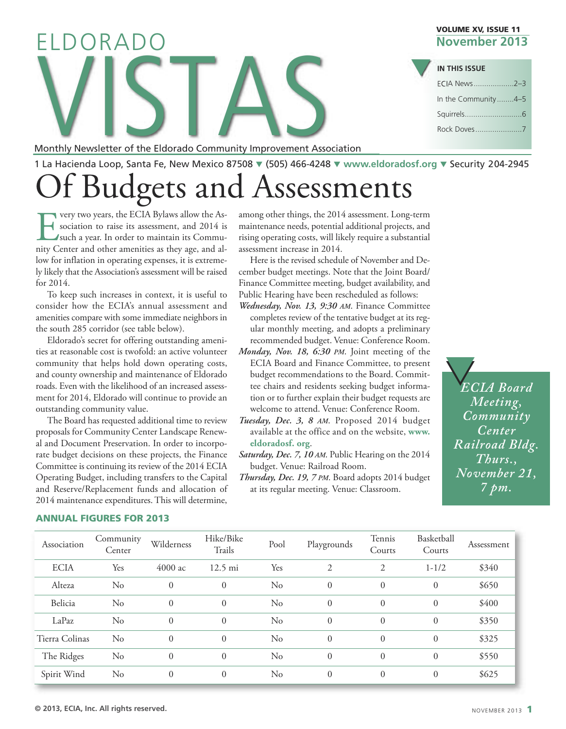# ELDORADO VISTAS

Monthly Newsletter of the Eldorado Community Improvement Association

VOLUME XV, ISSUE 11
**November 2013**

**IN THIS ISSUE**

- ECIA News ..... 2–3
- In the Community ..... 4–5
- Squirrels ..... 6
- Rock Doves ..... 7

1 La Hacienda Loop, Santa Fe, New Mexico 87508 ▼ (505) 466-4248 ▼ www.eldoradosf.org ▼ Security 204-2945

# Of Budgets and Assessments

Every two years, the ECIA Bylaws allow the Association to raise its assessment, and 2014 is such a year. In order to maintain its Community Center and other amenities as they age, and allow for inflation in operating expenses, it is extremely likely that the Association's assessment will be raised for 2014.

To keep such increases in context, it is useful to consider how the ECIA's annual assessment and amenities compare with some immediate neighbors in the south 285 corridor (see table below).

Eldorado's secret for offering outstanding amenities at reasonable cost is twofold: an active volunteer community that helps hold down operating costs, and county ownership and maintenance of Eldorado roads. Even with the likelihood of an increased assessment for 2014, Eldorado will continue to provide an outstanding community value.

The Board has requested additional time to review proposals for Community Center Landscape Renewal and Document Preservation. In order to incorporate budget decisions on these projects, the Finance Committee is continuing its review of the 2014 ECIA Operating Budget, including transfers to the Capital and Reserve/Replacement funds and allocation of 2014 maintenance expenditures. This will determine, among other things, the 2014 assessment. Long-term maintenance needs, potential additional projects, and rising operating costs, will likely require a substantial assessment increase in 2014.

Here is the revised schedule of November and December budget meetings. Note that the Joint Board/Finance Committee meeting, budget availability, and Public Hearing have been rescheduled as follows:

***Wednesday, Nov. 13, 9:30 AM.*** Finance Committee completes review of the tentative budget at its regular monthly meeting, and adopts a preliminary recommended budget. Venue: Conference Room.

***Monday, Nov. 18, 6:30 PM.*** Joint meeting of the ECIA Board and Finance Committee, to present budget recommendations to the Board. Committee chairs and residents seeking budget information or to further explain their budget requests are welcome to attend. Venue: Conference Room.

***Tuesday, Dec. 3, 8 AM.*** Proposed 2014 budget available at the office and on the website, **www.eldoradosf.org**.

***Saturday, Dec. 7, 10 AM.*** Public Hearing on the 2014 budget. Venue: Railroad Room.

***Thursday, Dec. 19, 7 PM.*** Board adopts 2014 budget at its regular meeting. Venue: Classroom.

*ECIA Board Meeting, Community Center Railroad Bldg. Thurs., November 21, 7 pm.*

**ANNUAL FIGURES FOR 2013**

| Association | Community Center | Wilderness | Hike/Bike Trails | Pool | Playgrounds | Tennis Courts | Basketball Courts | Assessment |
|---|---|---|---|---|---|---|---|---|
| ECIA | Yes | 4000 ac | 12.5 mi | Yes | 2 | 2 | 1-1/2 | $340 |
| Alteza | No | 0 | 0 | No | 0 | 0 | 0 | $650 |
| Belicia | No | 0 | 0 | No | 0 | 0 | 0 | $400 |
| LaPaz | No | 0 | 0 | No | 0 | 0 | 0 | $350 |
| Tierra Colinas | No | 0 | 0 | No | 0 | 0 | 0 | $325 |
| The Ridges | No | 0 | 0 | No | 0 | 0 | 0 | $550 |
| Spirit Wind | No | 0 | 0 | No | 0 | 0 | 0 | $625 |

**© 2013, ECIA, Inc. All rights reserved.**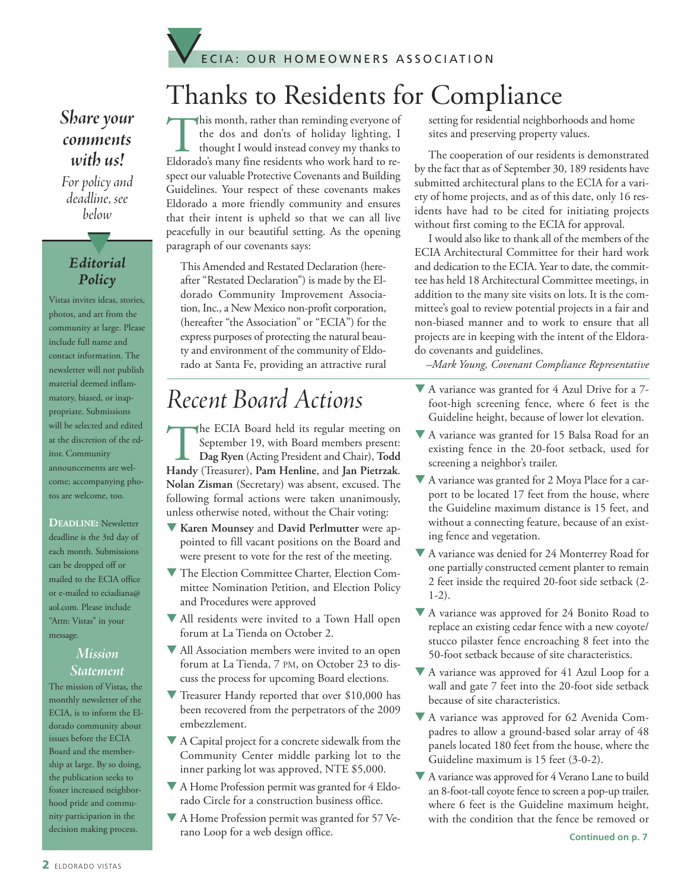ECIA: OUR HOMEOWNERS ASSOCIATION

# Thanks to Residents for Compliance

This month, rather than reminding everyone of the dos and don'ts of holiday lighting, I thought I would instead convey my thanks to Eldorado's many fine residents who work hard to respect our valuable Protective Covenants and Building Guidelines. Your respect of these covenants makes Eldorado a more friendly community and ensures that their intent is upheld so that we can all live peacefully in our beautiful setting. As the opening paragraph of our covenants says:

> This Amended and Restated Declaration (hereafter "Restated Declaration") is made by the Eldorado Community Improvement Association, Inc., a New Mexico non-profit corporation, (hereafter "the Association" or "ECIA") for the express purposes of protecting the natural beauty and environment of the community of Eldorado at Santa Fe, providing an attractive rural setting for residential neighborhoods and home sites and preserving property values.

The cooperation of our residents is demonstrated by the fact that as of September 30, 189 residents have submitted architectural plans to the ECIA for a variety of home projects, and as of this date, only 16 residents have had to be cited for initiating projects without first coming to the ECIA for approval.

I would also like to thank all of the members of the ECIA Architectural Committee for their hard work and dedication to the ECIA. Year to date, the committee has held 18 Architectural Committee meetings, in addition to the many site visits on lots. It is the committee's goal to review potential projects in a fair and non-biased manner and to work to ensure that all projects are in keeping with the intent of the Eldorado covenants and guidelines.

*–Mark Young, Covenant Compliance Representative*

# *Recent Board Actions*

The ECIA Board held its regular meeting on September 19, with Board members present: **Dag Ryen** (Acting President and Chair), **Todd Handy** (Treasurer), **Pam Henline**, and **Jan Pietrzak**. **Nolan Zisman** (Secretary) was absent, excused. The following formal actions were taken unanimously, unless otherwise noted, without the Chair voting:

- **Karen Mounsey** and **David Perlmutter** were appointed to fill vacant positions on the Board and were present to vote for the rest of the meeting.
- The Election Committee Charter, Election Committee Nomination Petition, and Election Policy and Procedures were approved
- All residents were invited to a Town Hall open forum at La Tienda on October 2.
- All Association members were invited to an open forum at La Tienda, 7 PM, on October 23 to discuss the process for upcoming Board elections.
- Treasurer Handy reported that over $10,000 has been recovered from the perpetrators of the 2009 embezzlement.
- A Capital project for a concrete sidewalk from the Community Center middle parking lot to the inner parking lot was approved, NTE $5,000.
- A Home Profession permit was granted for 4 Eldorado Circle for a construction business office.
- A Home Profession permit was granted for 57 Verano Loop for a web design office.
- A variance was granted for 4 Azul Drive for a 7-foot-high screening fence, where 6 feet is the Guideline height, because of lower lot elevation.
- A variance was granted for 15 Balsa Road for an existing fence in the 20-foot setback, used for screening a neighbor's trailer.
- A variance was granted for 2 Moya Place for a carport to be located 17 feet from the house, where the Guideline maximum distance is 15 feet, and without a connecting feature, because of an existing fence and vegetation.
- A variance was denied for 24 Monterrey Road for one partially constructed cement planter to remain 2 feet inside the required 20-foot side setback (2-1-2).
- A variance was approved for 24 Bonito Road to replace an existing cedar fence with a new coyote/stucco pilaster fence encroaching 8 feet into the 50-foot setback because of site characteristics.
- A variance was approved for 41 Azul Loop for a wall and gate 7 feet into the 20-foot side setback because of site characteristics.
- A variance was approved for 62 Avenida Compadres to allow a ground-based solar array of 48 panels located 180 feet from the house, where the Guideline maximum is 15 feet (3-0-2).
- A variance was approved for 4 Verano Lane to build an 8-foot-tall coyote fence to screen a pop-up trailer, where 6 feet is the Guideline maximum height, with the condition that the fence be removed or

**Continued on p. 7**

## *Share your comments with us!*

*For policy and deadline, see below*

### *Editorial Policy*

Vistas invites ideas, stories, photos, and art from the community at large. Please include full name and contact information. The newsletter will not publish material deemed inflammatory, biased, or inappropriate. Submissions will be selected and edited at the discretion of the editor. Community announcements are welcome; accompanying photos are welcome, too.

**DEADLINE:** Newsletter deadline is the 3rd day of each month. Submissions can be dropped off or mailed to the ECIA office or e-mailed to eciadiana@aol.com. Please include "Attn: Vistas" in your message.

### *Mission Statement*

The mission of Vistas, the monthly newsletter of the ECIA, is to inform the Eldorado community about issues before the ECIA Board and the membership at large. By so doing, the publication seeks to foster increased neighborhood pride and community participation in the decision making process.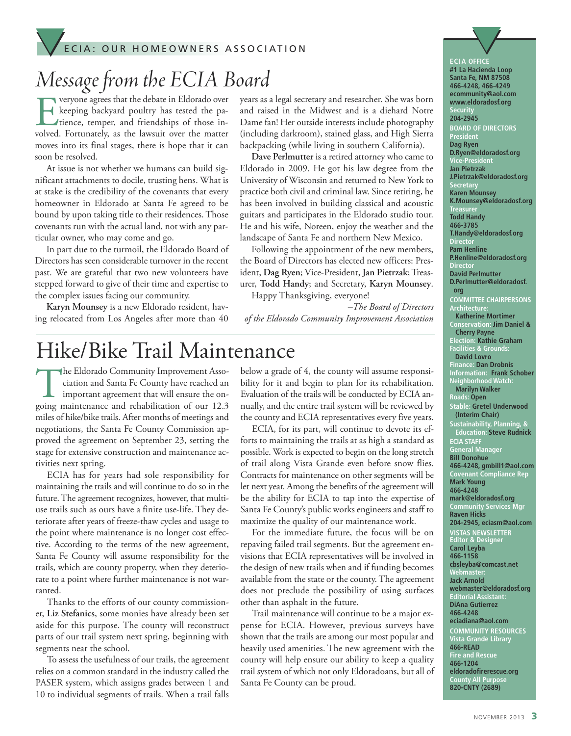ECIA: OUR HOMEOWNERS ASSOCIATION

# Message from the ECIA Board

Everyone agrees that the debate in Eldorado over keeping backyard poultry has tested the patience, temper, and friendships of those involved. Fortunately, as the lawsuit over the matter moves into its final stages, there is hope that it can soon be resolved.

At issue is not whether we humans can build significant attachments to docile, trusting hens. What is at stake is the credibility of the covenants that every homeowner in Eldorado at Santa Fe agreed to be bound by upon taking title to their residences. Those covenants run with the actual land, not with any particular owner, who may come and go.

In part due to the turmoil, the Eldorado Board of Directors has seen considerable turnover in the recent past. We are grateful that two new volunteers have stepped forward to give of their time and expertise to the complex issues facing our community.

**Karyn Mounsey** is a new Eldorado resident, having relocated from Los Angeles after more than 40 years as a legal secretary and researcher. She was born and raised in the Midwest and is a diehard Notre Dame fan! Her outside interests include photography (including darkroom), stained glass, and High Sierra backpacking (while living in southern California).

**Dave Perlmutter** is a retired attorney who came to Eldorado in 2009. He got his law degree from the University of Wisconsin and returned to New York to practice both civil and criminal law. Since retiring, he has been involved in building classical and acoustic guitars and participates in the Eldorado studio tour. He and his wife, Noreen, enjoy the weather and the landscape of Santa Fe and northern New Mexico.

Following the appointment of the new members, the Board of Directors has elected new officers: President, **Dag Ryen**; Vice-President, **Jan Pietrzak**; Treasurer, **Todd Handy**; and Secretary, **Karyn Mounsey**.

Happy Thanksgiving, everyone!

*–The Board of Directors of the Eldorado Community Improvement Association*

# Hike/Bike Trail Maintenance

The Eldorado Community Improvement Association and Santa Fe County have reached an important agreement that will ensure the ongoing maintenance and rehabilitation of our 12.3 miles of hike/bike trails. After months of meetings and negotiations, the Santa Fe County Commission approved the agreement on September 23, setting the stage for extensive construction and maintenance activities next spring.

ECIA has for years had sole responsibility for maintaining the trails and will continue to do so in the future. The agreement recognizes, however, that multi-use trails such as ours have a finite use-life. They deteriorate after years of freeze-thaw cycles and usage to the point where maintenance is no longer cost effective. According to the terms of the new agreement, Santa Fe County will assume responsibility for the trails, which are county property, when they deteriorate to a point where further maintenance is not warranted.

Thanks to the efforts of our county commissioner, **Liz Stefanics**, some monies have already been set aside for this purpose. The county will reconstruct parts of our trail system next spring, beginning with segments near the school.

To assess the usefulness of our trails, the agreement relies on a common standard in the industry called the PASER system, which assigns grades between 1 and 10 to individual segments of trails. When a trail falls below a grade of 4, the county will assume responsibility for it and begin to plan for its rehabilitation. Evaluation of the trails will be conducted by ECIA annually, and the entire trail system will be reviewed by the county and ECIA representatives every five years.

ECIA, for its part, will continue to devote its efforts to maintaining the trails at as high a standard as possible. Work is expected to begin on the long stretch of trail along Vista Grande even before snow flies. Contracts for maintenance on other segments will be let next year. Among the benefits of the agreement will be the ability for ECIA to tap into the expertise of Santa Fe County's public works engineers and staff to maximize the quality of our maintenance work.

For the immediate future, the focus will be on repaving failed trail segments. But the agreement envisions that ECIA representatives will be involved in the design of new trails when and if funding becomes available from the state or the county. The agreement does not preclude the possibility of using surfaces other than asphalt in the future.

Trail maintenance will continue to be a major expense for ECIA. However, previous surveys have shown that the trails are among our most popular and heavily used amenities. The new agreement with the county will help ensure our ability to keep a quality trail system of which not only Eldoradoans, but all of Santa Fe County can be proud.

---

**ECIA OFFICE**
#1 La Hacienda Loop
Santa Fe, NM 87508
466-4248, 466-4249
ecommunity@aol.com
www.eldoradosf.org
**Security**
204-2945

**BOARD OF DIRECTORS**
**President**
Dag Ryen
D.Ryen@eldoradosf.org
**Vice-President**
Jan Pietrzak
J.Pietrzak@eldoradosf.org
**Secretary**
Karen Mounsey
K.Mounsey@eldoradosf.org
**Treasurer**
Todd Handy
466-3785
T.Handy@eldoradosf.org
**Director**
Pam Henline
P.Henline@eldoradosf.org
**Director**
David Perlmutter
D.Perlmutter@eldoradosf.org

**COMMITTEE CHAIRPERSONS**
**Architecture:** Katherine Mortimer
**Conservation:** Jim Daniel & Cherry Payne
**Election:** Kathie Graham
**Facilities & Grounds:** David Lovro
**Finance:** Dan Drobnis
**Information:** Frank Schober
**Neighborhood Watch:** Marilyn Walker
**Roads:** Open
**Stable:** Gretel Underwood (Interim Chair)
**Sustainability, Planning, & Education:** Steve Rudnick

**ECIA STAFF**
**General Manager**
Bill Donohue
466-4248, gmbill1@aol.com
**Covenant Compliance Rep**
Mark Young
466-4248
mark@eldoradosf.org
**Community Services Mgr**
Raven Hicks
204-2945, eciasm@aol.com

**VISTAS NEWSLETTER**
**Editor & Designer**
Carol Leyba
466-1158
cbsleyba@comcast.net
**Webmaster:**
Jack Arnold
webmaster@eldoradosf.org
**Editorial Assistant:**
DiAna Gutierrez
466-4248
eciadiana@aol.com

**COMMUNITY RESOURCES**
**Vista Grande Library**
466-READ
**Fire and Rescue**
466-1204
eldoradofirerescue.org
**County All Purpose**
820-CNTY (2689)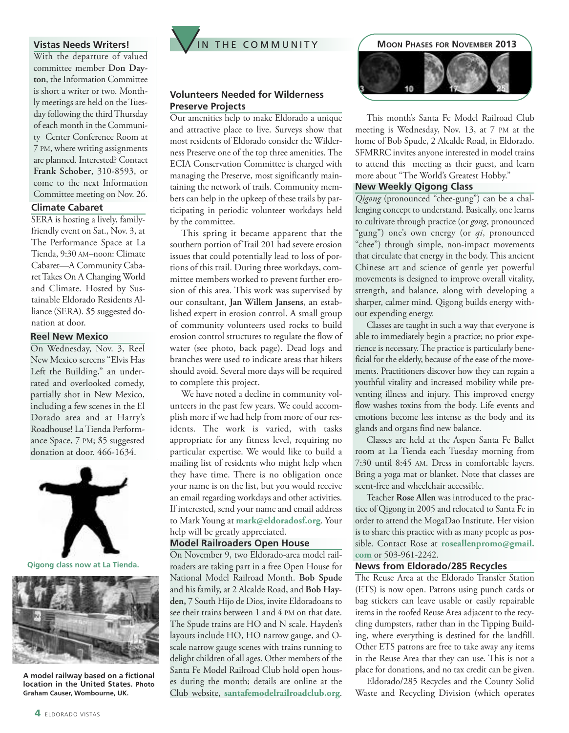## Vistas Needs Writers!

With the departure of valued committee member **Don Dayton**, the Information Committee is short a writer or two. Monthly meetings are held on the Tuesday following the third Thursday of each month in the Community Center Conference Room at 7 PM, where writing assignments are planned. Interested? Contact **Frank Schober**, 310-8593, or come to the next Information Committee meeting on Nov. 26.

## Climate Cabaret

SERA is hosting a lively, family-friendly event on Sat., Nov. 3, at The Performance Space at La Tienda, 9:30 AM–noon: Climate Cabaret—A Community Cabaret Takes On A Changing World and Climate. Hosted by Sustainable Eldorado Residents Alliance (SERA). $5 suggested donation at door.

## Reel New Mexico

On Wednesday, Nov. 3, Reel New Mexico screens "Elvis Has Left the Building," an underrated and overlooked comedy, partially shot in New Mexico, including a few scenes in the El Dorado area and at Harry's Roadhouse! La Tienda Performance Space, 7 PM; $5 suggested donation at door. 466-1634.

Qigong class now at La Tienda.

A model railway based on a fictional location in the United States. Photo Graham Causer, Wombourne, UK.

# In the Community

## Volunteers Needed for Wilderness Preserve Projects

Our amenities help to make Eldorado a unique and attractive place to live. Surveys show that most residents of Eldorado consider the Wilderness Preserve one of the top three amenities. The ECIA Conservation Committee is charged with managing the Preserve, most significantly maintaining the network of trails. Community members can help in the upkeep of these trails by participating in periodic volunteer workdays held by the committee.

This spring it became apparent that the southern portion of Trail 201 had severe erosion issues that could potentially lead to loss of portions of this trail. During three workdays, committee members worked to prevent further erosion of this area. This work was supervised by our consultant, **Jan Willem Jansens**, an established expert in erosion control. A small group of community volunteers used rocks to build erosion control structures to regulate the flow of water (see photo, back page). Dead logs and branches were used to indicate areas that hikers should avoid. Several more days will be required to complete this project.

We have noted a decline in community volunteers in the past few years. We could accomplish more if we had help from more of our residents. The work is varied, with tasks appropriate for any fitness level, requiring no particular expertise. We would like to build a mailing list of residents who might help when they have time. There is no obligation once your name is on the list, but you would receive an email regarding workdays and other activities. If interested, send your name and email address to Mark Young at **mark@eldoradosf.org**. Your help will be greatly appreciated.

## Model Railroaders Open House

On November 9, two Eldorado-area model railroaders are taking part in a free Open House for National Model Railroad Month. **Bob Spude** and his family, at 2 Alcalde Road, and **Bob Hayden,** 7 South Hijo de Dios, invite Eldoradoans to see their trains between 1 and 4 PM on that date. The Spude trains are HO and N scale. Hayden's layouts include HO, HO narrow gauge, and O-scale narrow gauge scenes with trains running to delight children of all ages. Other members of the Santa Fe Model Railroad Club hold open houses during the month; details are online at the Club website, **santafemodelrailroadclub.org**.

**Moon Phases for November 2013**

3 10 17 25

This month's Santa Fe Model Railroad Club meeting is Wednesday, Nov. 13, at 7 PM at the home of Bob Spude, 2 Alcalde Road, in Eldorado. SFMRRC invites anyone interested in model trains to attend this meeting as their guest, and learn more about "The World's Greatest Hobby."

## New Weekly Qigong Class

*Qigong* (pronounced "chee-gung") can be a challenging concept to understand. Basically, one learns to cultivate through practice (or *gong*, pronounced "gung") one's own energy (or *qi*, pronounced "chee") through simple, non-impact movements that circulate that energy in the body. This ancient Chinese art and science of gentle yet powerful movements is designed to improve overall vitality, strength, and balance, along with developing a sharper, calmer mind. Qigong builds energy without expending energy.

Classes are taught in such a way that everyone is able to immediately begin a practice; no prior experience is necessary. The practice is particularly beneficial for the elderly, because of the ease of the movements. Practitioners discover how they can regain a youthful vitality and increased mobility while preventing illness and injury. This improved energy flow washes toxins from the body. Life events and emotions become less intense as the body and its glands and organs find new balance.

Classes are held at the Aspen Santa Fe Ballet room at La Tienda each Tuesday morning from 7:30 until 8:45 AM. Dress in comfortable layers. Bring a yoga mat or blanket. Note that classes are scent-free and wheelchair accessible.

Teacher **Rose Allen** was introduced to the practice of Qigong in 2005 and relocated to Santa Fe in order to attend the MogaDao Institute. Her vision is to share this practice with as many people as possible. Contact Rose at **roseallenpromo@gmail.com** or 503-961-2242.

## News from Eldorado/285 Recycles

The Reuse Area at the Eldorado Transfer Station (ETS) is now open. Patrons using punch cards or bag stickers can leave usable or easily repairable items in the roofed Reuse Area adjacent to the recycling dumpsters, rather than in the Tipping Building, where everything is destined for the landfill. Other ETS patrons are free to take away any items in the Reuse Area that they can use. This is not a place for donations, and no tax credit can be given.

Eldorado/285 Recycles and the County Solid Waste and Recycling Division (which operates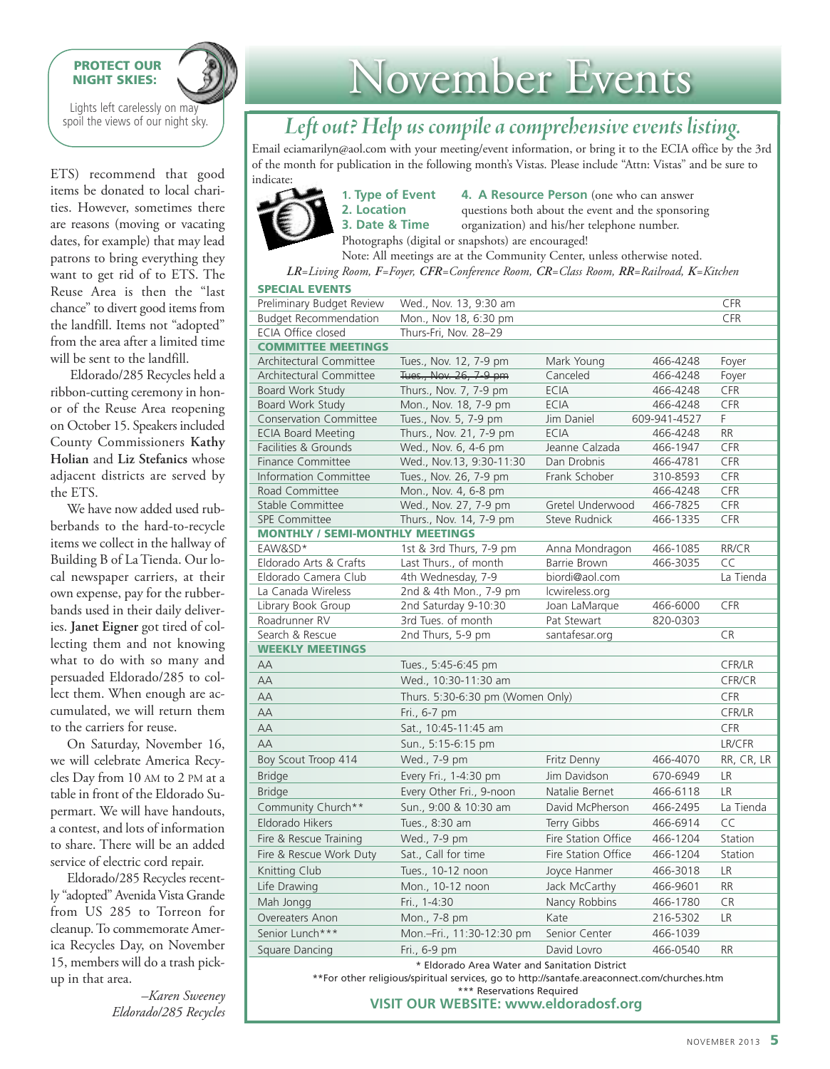**PROTECT OUR NIGHT SKIES:**

Lights left carelessly on may spoil the views of our night sky.

ETS) recommend that good items be donated to local charities. However, sometimes there are reasons (moving or vacating dates, for example) that may lead patrons to bring everything they want to get rid of to ETS. The Reuse Area is then the "last chance" to divert good items from the landfill. Items not "adopted" from the area after a limited time will be sent to the landfill.

Eldorado/285 Recycles held a ribbon-cutting ceremony in honor of the Reuse Area reopening on October 15. Speakers included County Commissioners **Kathy Holian** and **Liz Stefanics** whose adjacent districts are served by the ETS.

We have now added used rubberbands to the hard-to-recycle items we collect in the hallway of Building B of La Tienda. Our local newspaper carriers, at their own expense, pay for the rubberbands used in their daily deliveries. **Janet Eigner** got tired of collecting them and not knowing what to do with so many and persuaded Eldorado/285 to collect them. When enough are accumulated, we will return them to the carriers for reuse.

On Saturday, November 16, we will celebrate America Recycles Day from 10 AM to 2 PM at a table in front of the Eldorado Supermart. We will have handouts, a contest, and lots of information to share. There will be an added service of electric cord repair.

Eldorado/285 Recycles recently "adopted" Avenida Vista Grande from US 285 to Torreon for cleanup. To commemorate America Recycles Day, on November 15, members will do a trash pickup in that area.

*–Karen Sweeney*
*Eldorado/285 Recycles*

# November Events

## *Left out? Help us compile a comprehensive events listing.*

Email eciamarilyn@aol.com with your meeting/event information, or bring it to the ECIA office by the 3rd of the month for publication in the following month's Vistas. Please include "Attn: Vistas" and be sure to indicate:

**1. Type of Event**
**2. Location**
**3. Date & Time**
**4. A Resource Person** (one who can answer questions both about the event and the sponsoring organization) and his/her telephone number.

Photographs (digital or snapshots) are encouraged!

Note: All meetings are at the Community Center, unless otherwise noted.

*LR=Living Room, F=Foyer, CFR=Conference Room, CR=Class Room, RR=Railroad, K=Kitchen*

| | | | | |
|---|---|---|---|---|
| **SPECIAL EVENTS** | | | | |
| Preliminary Budget Review | Wed., Nov. 13, 9:30 am | | | CFR |
| Budget Recommendation | Mon., Nov 18, 6:30 pm | | | CFR |
| ECIA Office closed | Thurs-Fri, Nov. 28–29 | | | |
| **COMMITTEE MEETINGS** | | | | |
| Architectural Committee | Tues., Nov. 12, 7-9 pm | Mark Young | 466-4248 | Foyer |
| Architectural Committee | ~~Tues., Nov. 26, 7-9 pm~~ | Canceled | 466-4248 | Foyer |
| Board Work Study | Thurs., Nov. 7, 7-9 pm | ECIA | 466-4248 | CFR |
| Board Work Study | Mon., Nov. 18, 7-9 pm | ECIA | 466-4248 | CFR |
| Conservation Committee | Tues., Nov. 5, 7-9 pm | Jim Daniel | 609-941-4527 | F |
| ECIA Board Meeting | Thurs., Nov. 21, 7-9 pm | ECIA | 466-4248 | RR |
| Facilities & Grounds | Wed., Nov. 6, 4-6 pm | Jeanne Calzada | 466-1947 | CFR |
| Finance Committee | Wed., Nov.13, 9:30-11:30 | Dan Drobnis | 466-4781 | CFR |
| Information Committee | Tues., Nov. 26, 7-9 pm | Frank Schober | 310-8593 | CFR |
| Road Committee | Mon., Nov. 4, 6-8 pm | | 466-4248 | CFR |
| Stable Committee | Wed., Nov. 27, 7-9 pm | Gretel Underwood | 466-7825 | CFR |
| SPE Committee | Thurs., Nov. 14, 7-9 pm | Steve Rudnick | 466-1335 | CFR |
| **MONTHLY / SEMI-MONTHLY MEETINGS** | | | | |
| EAW&SD* | 1st & 3rd Thurs, 7-9 pm | Anna Mondragon | 466-1085 | RR/CR |
| Eldorado Arts & Crafts | Last Thurs., of month | Barrie Brown | 466-3035 | CC |
| Eldorado Camera Club | 4th Wednesday, 7-9 | biordi@aol.com | | La Tienda |
| La Canada Wireless | 2nd & 4th Mon., 7-9 pm | lcwireless.org | | |
| Library Book Group | 2nd Saturday 9-10:30 | Joan LaMarque | 466-6000 | CFR |
| Roadrunner RV | 3rd Tues. of month | Pat Stewart | 820-0303 | |
| Search & Rescue | 2nd Thurs, 5-9 pm | santafesar.org | | CR |
| **WEEKLY MEETINGS** | | | | |
| AA | Tues., 5:45-6:45 pm | | | CFR/LR |
| AA | Wed., 10:30-11:30 am | | | CFR/CR |
| AA | Thurs. 5:30-6:30 pm (Women Only) | | | CFR |
| AA | Fri., 6-7 pm | | | CFR/LR |
| AA | Sat., 10:45-11:45 am | | | CFR |
| AA | Sun., 5:15-6:15 pm | | | LR/CFR |
| Boy Scout Troop 414 | Wed., 7-9 pm | Fritz Denny | 466-4070 | RR, CR, LR |
| Bridge | Every Fri., 1-4:30 pm | Jim Davidson | 670-6949 | LR |
| Bridge | Every Other Fri., 9-noon | Natalie Bernet | 466-6118 | LR |
| Community Church** | Sun., 9:00 & 10:30 am | David McPherson | 466-2495 | La Tienda |
| Eldorado Hikers | Tues., 8:30 am | Terry Gibbs | 466-6914 | CC |
| Fire & Rescue Training | Wed., 7-9 pm | Fire Station Office | 466-1204 | Station |
| Fire & Rescue Work Duty | Sat., Call for time | Fire Station Office | 466-1204 | Station |
| Knitting Club | Tues., 10-12 noon | Joyce Hanmer | 466-3018 | LR |
| Life Drawing | Mon., 10-12 noon | Jack McCarthy | 466-9601 | RR |
| Mah Jongg | Fri., 1-4:30 | Nancy Robbins | 466-1780 | CR |
| Overeaters Anon | Mon., 7-8 pm | Kate | 216-5302 | LR |
| Senior Lunch*** | Mon.–Fri., 11:30-12:30 pm | Senior Center | 466-1039 | |
| Square Dancing | Fri., 6-9 pm | David Lovro | 466-0540 | RR |

\* Eldorado Area Water and Sanitation District
\*\*For other religious/spiritual services, go to http://santafe.areaconnect.com/churches.htm
\*\*\* Reservations Required

**VISIT OUR WEBSITE: www.eldoradosf.org**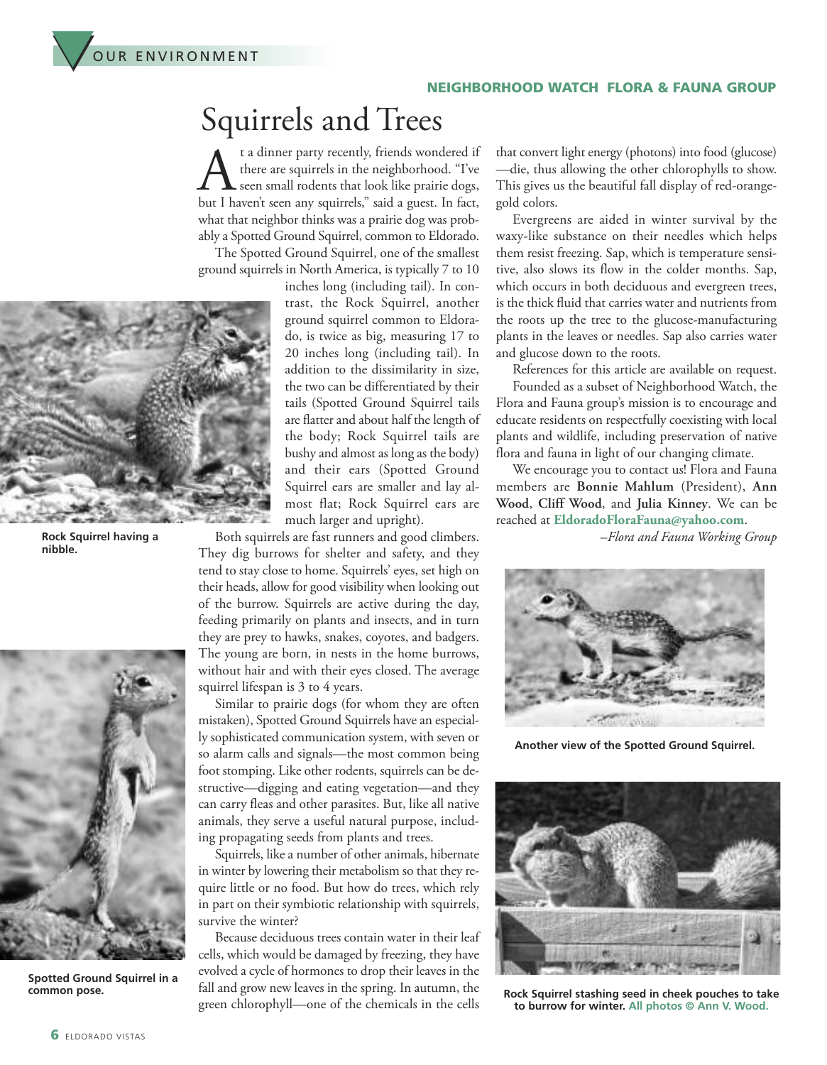OUR ENVIRONMENT

**NEIGHBORHOOD WATCH FLORA & FAUNA GROUP**

# Squirrels and Trees

At a dinner party recently, friends wondered if there are squirrels in the neighborhood. "I've seen small rodents that look like prairie dogs, but I haven't seen any squirrels," said a guest. In fact, what that neighbor thinks was a prairie dog was probably a Spotted Ground Squirrel, common to Eldorado.

The Spotted Ground Squirrel, one of the smallest ground squirrels in North America, is typically 7 to 10 inches long (including tail). In contrast, the Rock Squirrel, another ground squirrel common to Eldorado, is twice as big, measuring 17 to 20 inches long (including tail). In addition to the dissimilarity in size, the two can be differentiated by their tails (Spotted Ground Squirrel tails are flatter and about half the length of the body; Rock Squirrel tails are bushy and almost as long as the body) and their ears (Spotted Ground Squirrel ears are smaller and lay almost flat; Rock Squirrel ears are much larger and upright).

**Rock Squirrel having a nibble.**

Both squirrels are fast runners and good climbers. They dig burrows for shelter and safety, and they tend to stay close to home. Squirrels' eyes, set high on their heads, allow for good visibility when looking out of the burrow. Squirrels are active during the day, feeding primarily on plants and insects, and in turn they are prey to hawks, snakes, coyotes, and badgers. The young are born, in nests in the home burrows, without hair and with their eyes closed. The average squirrel lifespan is 3 to 4 years.

Similar to prairie dogs (for whom they are often mistaken), Spotted Ground Squirrels have an especially sophisticated communication system, with seven or so alarm calls and signals—the most common being foot stomping. Like other rodents, squirrels can be destructive—digging and eating vegetation—and they can carry fleas and other parasites. But, like all native animals, they serve a useful natural purpose, including propagating seeds from plants and trees.

**Spotted Ground Squirrel in a common pose.**

Squirrels, like a number of other animals, hibernate in winter by lowering their metabolism so that they require little or no food. But how do trees, which rely in part on their symbiotic relationship with squirrels, survive the winter?

Because deciduous trees contain water in their leaf cells, which would be damaged by freezing, they have evolved a cycle of hormones to drop their leaves in the fall and grow new leaves in the spring. In autumn, the green chlorophyll—one of the chemicals in the cells that convert light energy (photons) into food (glucose)—die, thus allowing the other chlorophylls to show. This gives us the beautiful fall display of red-orange-gold colors.

Evergreens are aided in winter survival by the waxy-like substance on their needles which helps them resist freezing. Sap, which is temperature sensitive, also slows its flow in the colder months. Sap, which occurs in both deciduous and evergreen trees, is the thick fluid that carries water and nutrients from the roots up the tree to the glucose-manufacturing plants in the leaves or needles. Sap also carries water and glucose down to the roots.

References for this article are available on request.

Founded as a subset of Neighborhood Watch, the Flora and Fauna group's mission is to encourage and educate residents on respectfully coexisting with local plants and wildlife, including preservation of native flora and fauna in light of our changing climate.

We encourage you to contact us! Flora and Fauna members are **Bonnie Mahlum** (President), **Ann Wood**, **Cliff Wood**, and **Julia Kinney**. We can be reached at **EldoradoFloraFauna@yahoo.com**.

*–Flora and Fauna Working Group*

**Another view of the Spotted Ground Squirrel.**

**Rock Squirrel stashing seed in cheek pouches to take to burrow for winter. All photos © Ann V. Wood.**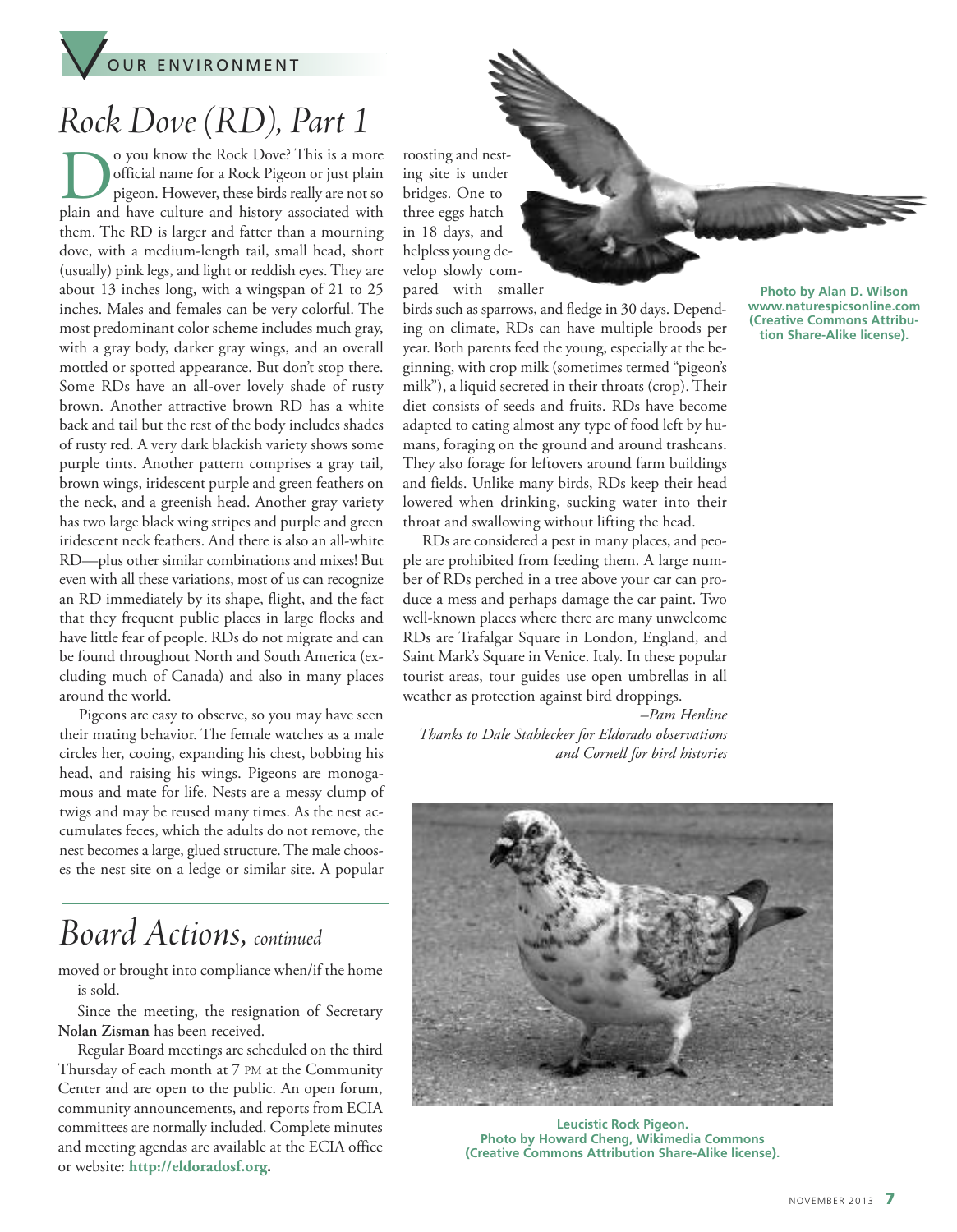OUR ENVIRONMENT

# Rock Dove (RD), Part 1

Do you know the Rock Dove? This is a more official name for a Rock Pigeon or just plain pigeon. However, these birds really are not so plain and have culture and history associated with them. The RD is larger and fatter than a mourning dove, with a medium-length tail, small head, short (usually) pink legs, and light or reddish eyes. They are about 13 inches long, with a wingspan of 21 to 25 inches. Males and females can be very colorful. The most predominant color scheme includes much gray, with a gray body, darker gray wings, and an overall mottled or spotted appearance. But don't stop there. Some RDs have an all-over lovely shade of rusty brown. Another attractive brown RD has a white back and tail but the rest of the body includes shades of rusty red. A very dark blackish variety shows some purple tints. Another pattern comprises a gray tail, brown wings, iridescent purple and green feathers on the neck, and a greenish head. Another gray variety has two large black wing stripes and purple and green iridescent neck feathers. And there is also an all-white RD—plus other similar combinations and mixes! But even with all these variations, most of us can recognize an RD immediately by its shape, flight, and the fact that they frequent public places in large flocks and have little fear of people. RDs do not migrate and can be found throughout North and South America (excluding much of Canada) and also in many places around the world.

Pigeons are easy to observe, so you may have seen their mating behavior. The female watches as a male circles her, cooing, expanding his chest, bobbing his head, and raising his wings. Pigeons are monogamous and mate for life. Nests are a messy clump of twigs and may be reused many times. As the nest accumulates feces, which the adults do not remove, the nest becomes a large, glued structure. The male chooses the nest site on a ledge or similar site. A popular roosting and nesting site is under bridges. One to three eggs hatch in 18 days, and helpless young develop slowly compared with smaller birds such as sparrows, and fledge in 30 days. Depending on climate, RDs can have multiple broods per year. Both parents feed the young, especially at the beginning, with crop milk (sometimes termed "pigeon's milk"), a liquid secreted in their throats (crop). Their diet consists of seeds and fruits. RDs have become adapted to eating almost any type of food left by humans, foraging on the ground and around trashcans. They also forage for leftovers around farm buildings and fields. Unlike many birds, RDs keep their head lowered when drinking, sucking water into their throat and swallowing without lifting the head.

RDs are considered a pest in many places, and people are prohibited from feeding them. A large number of RDs perched in a tree above your car can produce a mess and perhaps damage the car paint. Two well-known places where there are many unwelcome RDs are Trafalgar Square in London, England, and Saint Mark's Square in Venice. Italy. In these popular tourist areas, tour guides use open umbrellas in all weather as protection against bird droppings.

*–Pam Henline*

*Thanks to Dale Stahlecker for Eldorado observations and Cornell for bird histories*

**Photo by Alan D. Wilson www.naturespicsonline.com (Creative Commons Attribution Share-Alike license).**

**Leucistic Rock Pigeon. Photo by Howard Cheng, Wikimedia Commons (Creative Commons Attribution Share-Alike license).**

# Board Actions, *continued*

moved or brought into compliance when/if the home is sold.

Since the meeting, the resignation of Secretary **Nolan Zisman** has been received.

Regular Board meetings are scheduled on the third Thursday of each month at 7 PM at the Community Center and are open to the public. An open forum, community announcements, and reports from ECIA committees are normally included. Complete minutes and meeting agendas are available at the ECIA office or website: **http://eldoradosf.org.**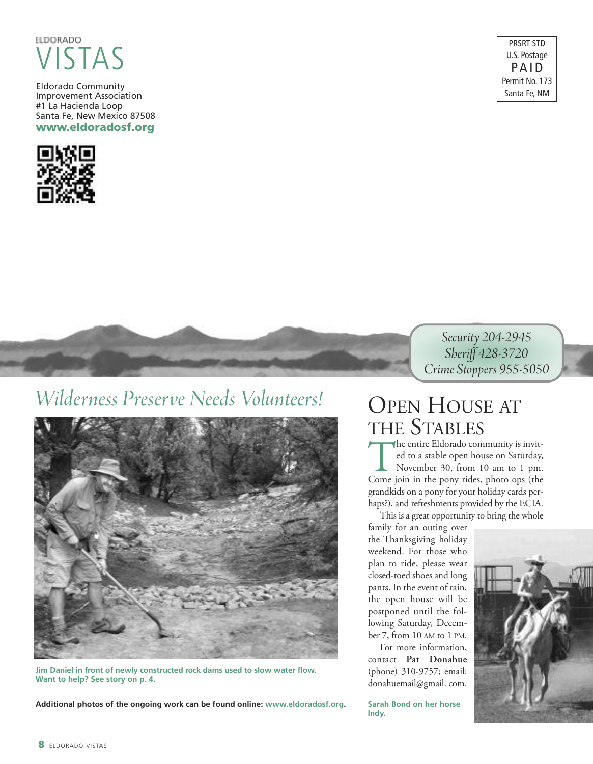ELDORADO

# VISTAS

Eldorado Community
Improvement Association
#1 La Hacienda Loop
Santa Fe, New Mexico 87508
**www.eldoradosf.org**

PRSRT STD
U.S. Postage
PAID
Permit No. 173
Santa Fe, NM

*Security 204-2945*
*Sheriff 428-3720*
*Crime Stoppers 955-5050*

## *Wilderness Preserve Needs Volunteers!*

**Jim Daniel in front of newly constructed rock dams used to slow water flow. Want to help? See story on p. 4.**

**Additional photos of the ongoing work can be found online: www.eldoradosf.org.**

## Open House at the Stables

The entire Eldorado community is invited to a stable open house on Saturday, November 30, from 10 am to 1 pm. Come join in the pony rides, photo ops (the grandkids on a pony for your holiday cards perhaps?), and refreshments provided by the ECIA.

This is a great opportunity to bring the whole family for an outing over the Thanksgiving holiday weekend. For those who plan to ride, please wear closed-toed shoes and long pants. In the event of rain, the open house will be postponed until the following Saturday, December 7, from 10 AM to 1 PM.

For more information, contact **Pat Donahue** (phone) 310-9757; email: donahuemail@gmail. com.

**Sarah Bond on her horse Indy.**